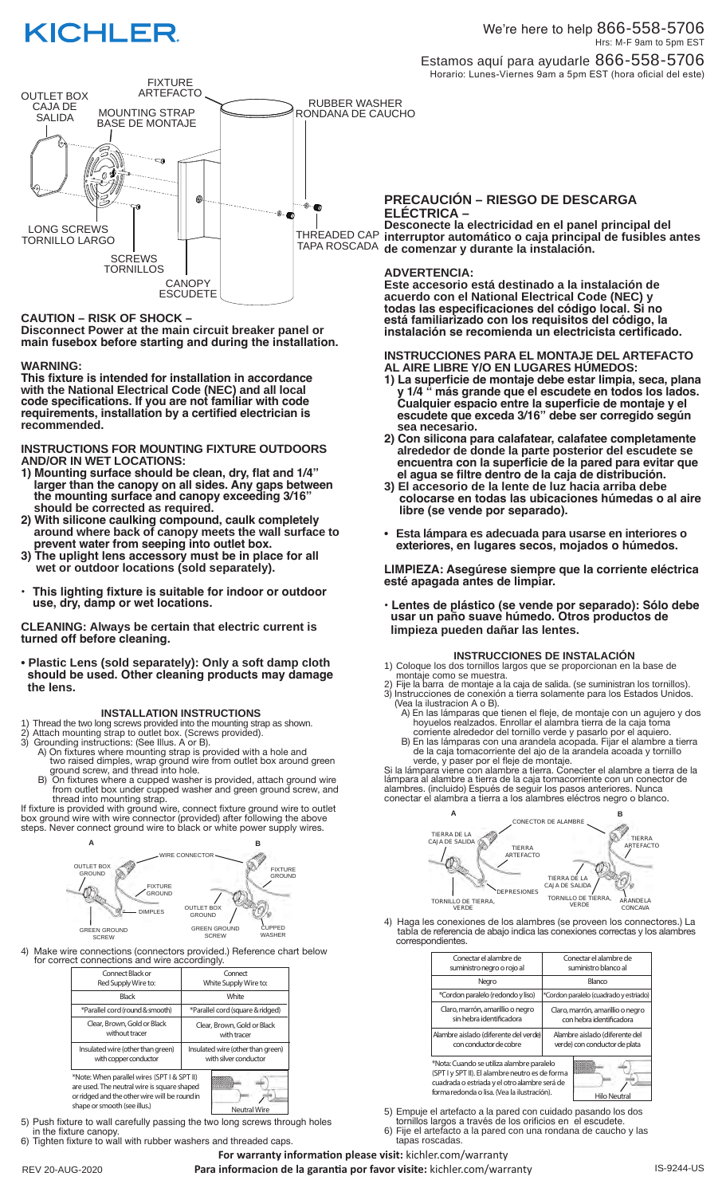# KICHLER

We're here to help 866-558-5706
Hrs: M-F 9am to 5pm EST

Estamos aquí para ayudarle 866-558-5706
Horario: Lunes-Viernes 9am a 5pm EST (hora oficial del este)

OUTLET BOX / CAJA DE SALIDA
FIXTURE / ARTEFACTO
MOUNTING STRAP / BASE DE MONTAJE
RUBBER WASHER / RONDANA DE CAUCHO
LONG SCREWS / TORNILLO LARGO
SCREWS / TORNILLOS
THREADED CAP / TAPA ROSCADA
CANOPY / ESCUDETE

**CAUTION – RISK OF SHOCK –**
**Disconnect Power at the main circuit breaker panel or main fusebox before starting and during the installation.**

**WARNING:**
**This fixture is intended for installation in accordance with the National Electrical Code (NEC) and all local code specifications. If you are not familiar with code requirements, installation by a certified electrician is recommended.**

**INSTRUCTIONS FOR MOUNTING FIXTURE OUTDOORS AND/OR IN WET LOCATIONS:**

1) **Mounting surface should be clean, dry, flat and 1/4" larger than the canopy on all sides. Any gaps between the mounting surface and canopy exceeding 3/16" should be corrected as required.**
2) **With silicone caulking compound, caulk completely around where back of canopy meets the wall surface to prevent water from seeping into outlet box.**
3) **The uplight lens accessory must be in place for all wet or outdoor locations (sold separately).**

- **This lighting fixture is suitable for indoor or outdoor use, dry, damp or wet locations.**

**CLEANING: Always be certain that electric current is turned off before cleaning.**

- **Plastic Lens (sold separately): Only a soft damp cloth should be used. Other cleaning products may damage the lens.**

**INSTALLATION INSTRUCTIONS**

1) Thread the two long screws provided into the mounting strap as shown.
2) Attach mounting strap to outlet box. (Screws provided).
3) Grounding instructions: (See Illus. A or B).
   A) On fixtures where mounting strap is provided with a hole and two raised dimples, wrap ground wire from outlet box around green ground screw, and thread into hole.
   B) On fixtures where a cupped washer is provided, attach ground wire from outlet box under cupped washer and green ground screw, and thread into mounting strap.

If fixture is provided with ground wire, connect fixture ground wire to outlet box ground wire with wire connector (provided) after following the above steps. Never connect ground wire to black or white power supply wires.

A / B — WIRE CONNECTOR; OUTLET BOX GROUND; FIXTURE GROUND; DIMPLES; GREEN GROUND SCREW; CUPPED WASHER

4) Make wire connections (connectors provided.) Reference chart below for correct connections and wire accordingly.

| Connect Black or Red Supply Wire to: | Connect White Supply Wire to: |
|---|---|
| Black | White |
| *Parallel cord (round & smooth) | *Parallel cord (square & ridged) |
| Clear, Brown, Gold or Black without tracer | Clear, Brown, Gold or Black with tracer |
| Insulated wire (other than green) with copper conductor | Insulated wire (other than green) with silver conductor |

*Note: When parallel wires (SPT I & SPT II) are used. The neutral wire is square shaped or ridged and the other wire will be round in shape or smooth (see illus.)

Neutral Wire

5) Push fixture to wall carefully passing the two long screws through holes in the fixture canopy.
6) Tighten fixture to wall with rubber washers and threaded caps.

**PRECAUCIÓN – RIESGO DE DESCARGA ELÉCTRICA –**
**Desconecte la electricidad en el panel principal del interruptor automático o caja principal de fusibles antes de comenzar y durante la instalación.**

**ADVERTENCIA:**
**Este accesorio está destinado a la instalación de acuerdo con el National Electrical Code (NEC) y todas las especificaciones del código local. Si no está familiarizado con los requisitos del código, la instalación se recomienda un electricista certificado.**

**INSTRUCCIONES PARA EL MONTAJE DEL ARTEFACTO AL AIRE LIBRE Y/O EN LUGARES HÚMEDOS:**

1) **La superficie de montaje debe estar limpia, seca, plana y 1/4 " más grande que el escudete en todos los lados. Cualquier espacio entre la superficie de montaje y el escudete que exceda 3/16" debe ser corregido según sea necesario.**
2) **Con silicona para calafatear, calafatee completamente alrededor de donde la parte posterior del escudete se encuentra con la superficie de la pared para evitar que el agua se filtre dentro de la caja de distribución.**
3) **El accesorio de la lente de luz hacia arriba debe colocarse en todas las ubicaciones húmedas o al aire libre (se vende por separado).**

- **Esta lámpara es adecuada para usarse en interiores o exteriores, en lugares secos, mojados o húmedos.**

**LIMPIEZA: Asegúrese siempre que la corriente eléctrica esté apagada antes de limpiar.**

- **Lentes de plástico (se vende por separado): Sólo debe usar un paño suave húmedo. Otros productos de limpieza pueden dañar las lentes.**

**INSTRUCCIONES DE INSTALACIÓN**

1) Coloque los dos tornillos largos que se proporcionan en la base de montaje como se muestra.
2) Fije la barra de montaje a la caja de salida. (se suministran los tornillos).
3) Instrucciones de conexión a tierra solamente para los Estados Unidos. (Vea la ilustracion A o B).
   A) En las lámparas que tienen el fleje, de montaje con un agujero y dos hoyuelos realzados. Enrollar el alambra tierra de la caja toma corriente alrededor del tornillo verde y pasarlo por el aquiero.
   B) En las lámparas con una arandela acopada. Fijar el alambre a tierra de la caja tomacorriente del ajo de la arandela acoada y tornillo verde, y paser por el fleje de montaje.

Si la lámpara viene con alambre a tierra. Conecter el alambre a tierra de la lámpara al alambre a tierra de la caja tomacorriente con un conector de alambres. (incluido) Espués de seguir los pasos anteriores. Nunca conectar el alambra a tierra a los alambres eléctros negro o blanco.

A / B — CONECTOR DE ALAMBRE; TIERRA DE LA CAJA DE SALIDA; TIERRA ARTEFACTO; DEPRESIONES; TORNILLO DE TIERRA, VERDE; ARANDELA CONCAVA

4) Haga les conexiones de los alambres (se proveen los connectores.) La tabla de referencia de abajo indica las conexiones correctas y los alambres correspondientes.

| Conectar el alambre de suministro negro o rojo al | Conectar el alambre de suministro blanco al |
|---|---|
| Negro | Blanco |
| *Cordon paralelo (redondo y liso) | *Cordon paralelo (cuadrado y estriado) |
| Claro, marrón, amarillo o negro sin hebra identificadora | Claro, marrón, amarillo o negro con hebra identificadora |
| Alambre aislado (diferente del verde) con conductor de cobre | Alambre aislado (diferente del verde) con conductor de plata |

*Nota: Cuando se utiliza alambre paralelo (SPT I y SPT II). El alambre neutro es de forma cuadrada o estriada y el otro alambre será de forma redonda o lisa. (Vea la ilustración).

Hilo Neutral

5) Empuje el artefacto a la pared con cuidado pasando los dos tornillos largos a través de los orificios en el escudete.
6) Fije el artefacto a la pared con una rondana de caucho y las tapas roscadas.

**For warranty information please visit:** kichler.com/warranty
**Para informacion de la garantia por favor visite:** kichler.com/warranty

REV 20-AUG-2020

IS-9244-US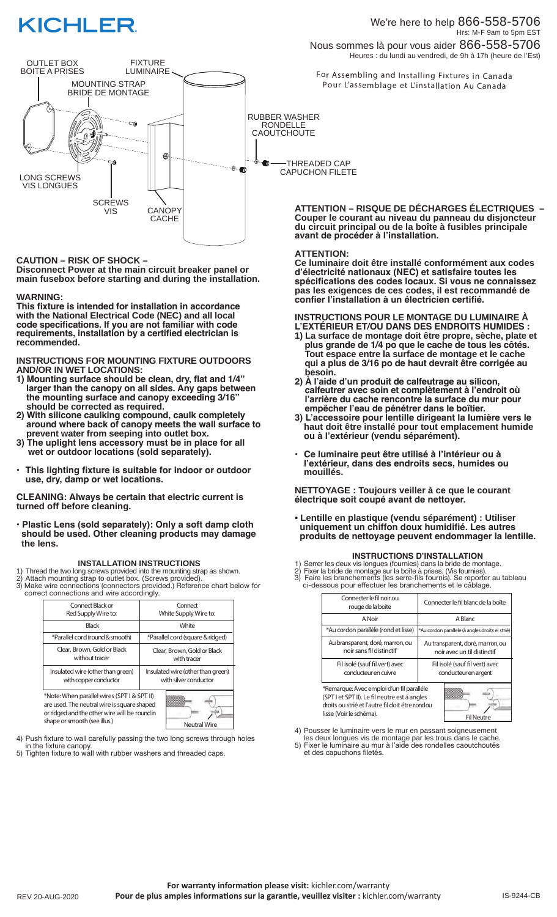# KICHLER

We're here to help 866-558-5706
Hrs: M-F 9am to 5pm EST

Nous sommes là pour vous aider 866-558-5706
Heures : du lundi au vendredi, de 9h à 17h (heure de l'Est)

For Assembling and Installing Fixtures in Canada
Pour L'assemblage et L'installation Au Canada

OUTLET BOX
BOITE A PRISES

FIXTURE
LUMINAIRE

MOUNTING STRAP
BRIDE DE MONTAGE

RUBBER WASHER
RONDELLE
CAOUTCHOUTE

THREADED CAP
CAPUCHON FILETE

LONG SCREWS
VIS LONGUES

SCREWS
VIS

CANOPY
CACHE

**CAUTION – RISK OF SHOCK –**
**Disconnect Power at the main circuit breaker panel or main fusebox before starting and during the installation.**

**WARNING:**
**This fixture is intended for installation in accordance with the National Electrical Code (NEC) and all local code specifications. If you are not familiar with code requirements, installation by a certified electrician is recommended.**

**INSTRUCTIONS FOR MOUNTING FIXTURE OUTDOORS AND/OR IN WET LOCATIONS:**

1) **Mounting surface should be clean, dry, flat and 1/4" larger than the canopy on all sides. Any gaps between the mounting surface and canopy exceeding 3/16" should be corrected as required.**
2) **With silicone caulking compound, caulk completely around where back of canopy meets the wall surface to prevent water from seeping into outlet box.**
3) **The uplight lens accessory must be in place for all wet or outdoor locations (sold separately).**

- **This lighting fixture is suitable for indoor or outdoor use, dry, damp or wet locations.**

**CLEANING: Always be certain that electric current is turned off before cleaning.**

- **Plastic Lens (sold separately): Only a soft damp cloth should be used. Other cleaning products may damage the lens.**

## INSTALLATION INSTRUCTIONS

1) Thread the two long screws provided into the mounting strap as shown.
2) Attach mounting strap to outlet box. (Screws provided).
3) Make wire connections (connectors provided.) Reference chart below for correct connections and wire accordingly.

| Connect Black or Red Supply Wire to: | Connect White Supply Wire to: |
|---|---|
| Black | White |
| *Parallel cord (round & smooth) | *Parallel cord (square & ridged) |
| Clear, Brown, Gold or Black without tracer | Clear, Brown, Gold or Black with tracer |
| Insulated wire (other than green) with copper conductor | Insulated wire (other than green) with silver conductor |

*Note: When parallel wires (SPT I & SPT II) are used. The neutral wire is square shaped or ridged and the other wire will be round in shape or smooth (see illus.)

Neutral Wire

4) Push fixture to wall carefully passing the two long screws through holes in the fixture canopy.
5) Tighten fixture to wall with rubber washers and threaded caps.

**ATTENTION – RISQUE DE DÉCHARGES ÉLECTRIQUES – Couper le courant au niveau du panneau du disjoncteur du circuit principal ou de la boîte à fusibles principale avant de procéder à l'installation.**

**ATTENTION:**
**Ce luminaire doit être installé conformément aux codes d'électricité nationaux (NEC) et satisfaire toutes les spécifications des codes locaux. Si vous ne connaissez pas les exigences de ces codes, il est recommandé de confier l'installation à un électricien certifié.**

**INSTRUCTIONS POUR LE MONTAGE DU LUMINAIRE À L'EXTÉRIEUR ET/OU DANS DES ENDROITS HUMIDES :**

1) **La surface de montage doit être propre, sèche, plate et plus grande de 1/4 po que le cache de tous les côtés. Tout espace entre la surface de montage et le cache qui a plus de 3/16 po de haut devrait être corrigée au besoin.**
2) **À l'aide d'un produit de calfeutrage au silicon, calfeutrer avec soin et complètement à l'endroit où l'arrière du cache rencontre la surface du mur pour empêcher l'eau de pénétrer dans le boîtier.**
3) **L'accessoire pour lentille dirigeant la lumière vers le haut doit être installé pour tout emplacement humide ou à l'extérieur (vendu séparément).**

- **Ce luminaire peut être utilisé à l'intérieur ou à l'extérieur, dans des endroits secs, humides ou mouillés.**

**NETTOYAGE : Toujours veiller à ce que le courant électrique soit coupé avant de nettoyer.**

- **Lentille en plastique (vendu séparément) : Utiliser uniquement un chiffon doux humidifié. Les autres produits de nettoyage peuvent endommager la lentille.**

## INSTRUCTIONS D'INSTALLATION

1) Serrer les deux vis longues (fournies) dans la bride de montage.
2) Fixer la bride de montage sur la boîte à prises. (Vis fournies).
3) Faire les branchements (les serre-fils fournis). Se reporter au tableau ci-dessous pour effectuer les branchements et le câblage.

| Connecter le fil noir ou rouge de la boite | Connecter le fil blanc de la boite |
|---|---|
| A Noir | A Blanc |
| *Au cordon parallèle (rond et lisse) | *Au cordon parallele (à angles droits el strié) |
| Au bransparent, doré, marron, ou noir sans fil distinctif | Au transparent, doré, marron, ou noir avec un til distinctif |
| Fil isolé (sauf fil vert) avec conducteur en cuivre | Fil isolé (sauf fil vert) avec conducteur en argent |

*Remarque: Avec emploi d'un fil parallèle (SPT I et SPT II). Le fil neutre est á angles droits ou strié et l'autre fil doit être rond ou lisse (Voir le schéma).

Fil Neutre

4) Pousser le luminaire vers le mur en passant soigneusement les deux longues vis de montage par les trous dans le cache.
5) Fixer le luminaire au mur à l'aide des rondelles caoutchoutés et des capuchons filetés.

**For warranty information please visit:** kichler.com/warranty
**Pour de plus amples informations sur la garantie, veuillez visiter :** kichler.com/warranty

REV 20-AUG-2020

IS-9244-CB